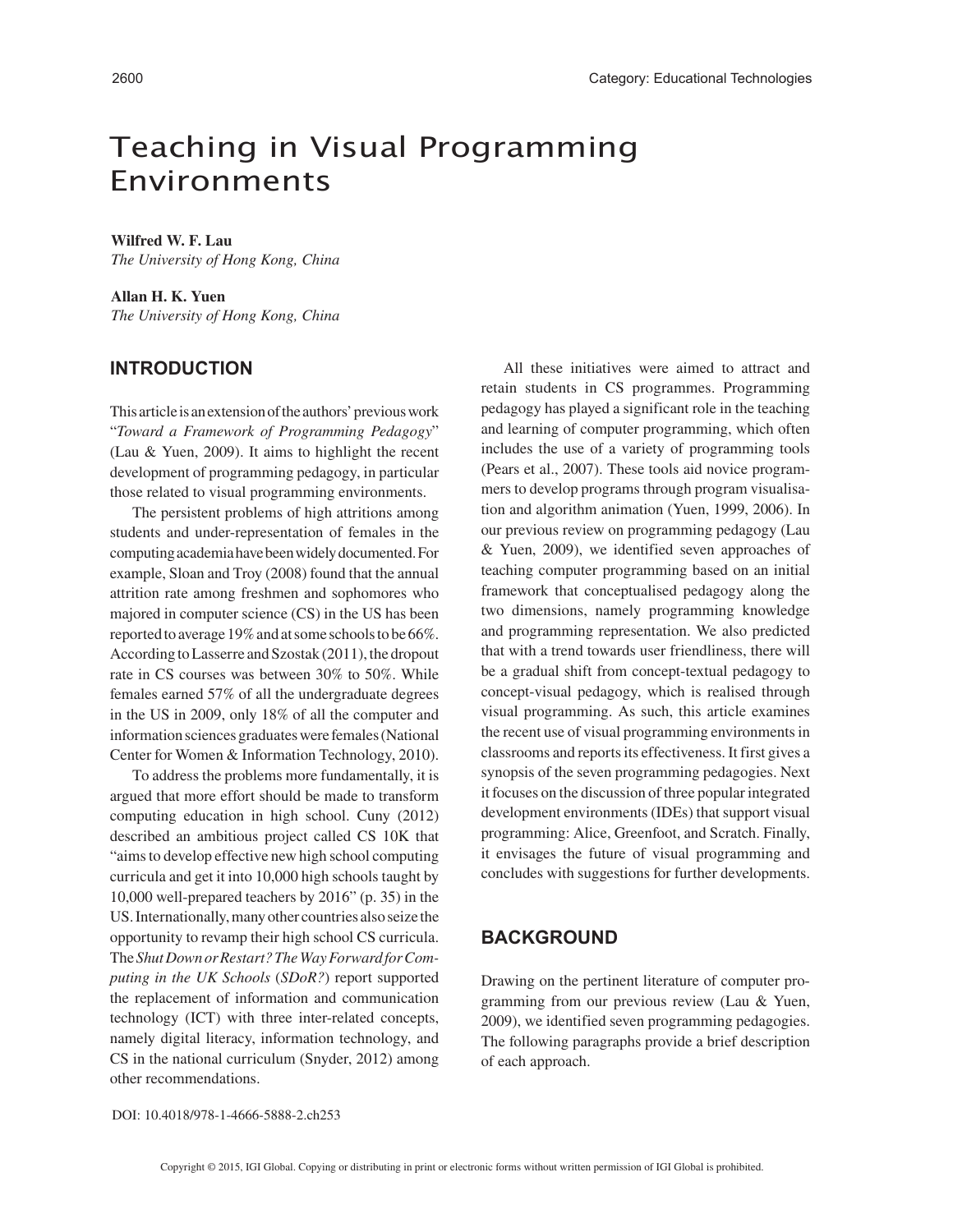# Teaching in Visual Programming Environments

**Wilfred W. F. Lau**
*The University of Hong Kong, China*

**Allan H. K. Yuen**
*The University of Hong Kong, China*

## INTRODUCTION

This article is an extension of the authors' previous work "*Toward a Framework of Programming Pedagogy*" (Lau & Yuen, 2009). It aims to highlight the recent development of programming pedagogy, in particular those related to visual programming environments.

The persistent problems of high attritions among students and under-representation of females in the computing academia have been widely documented. For example, Sloan and Troy (2008) found that the annual attrition rate among freshmen and sophomores who majored in computer science (CS) in the US has been reported to average 19% and at some schools to be 66%. According to Lasserre and Szostak (2011), the dropout rate in CS courses was between 30% to 50%. While females earned 57% of all the undergraduate degrees in the US in 2009, only 18% of all the computer and information sciences graduates were females (National Center for Women & Information Technology, 2010).

To address the problems more fundamentally, it is argued that more effort should be made to transform computing education in high school. Cuny (2012) described an ambitious project called CS 10K that "aims to develop effective new high school computing curricula and get it into 10,000 high schools taught by 10,000 well-prepared teachers by 2016" (p. 35) in the US. Internationally, many other countries also seize the opportunity to revamp their high school CS curricula. The *Shut Down or Restart? The Way Forward for Computing in the UK Schools* (*SDoR?*) report supported the replacement of information and communication technology (ICT) with three inter-related concepts, namely digital literacy, information technology, and CS in the national curriculum (Snyder, 2012) among other recommendations.

All these initiatives were aimed to attract and retain students in CS programmes. Programming pedagogy has played a significant role in the teaching and learning of computer programming, which often includes the use of a variety of programming tools (Pears et al., 2007). These tools aid novice programmers to develop programs through program visualisation and algorithm animation (Yuen, 1999, 2006). In our previous review on programming pedagogy (Lau & Yuen, 2009), we identified seven approaches of teaching computer programming based on an initial framework that conceptualised pedagogy along the two dimensions, namely programming knowledge and programming representation. We also predicted that with a trend towards user friendliness, there will be a gradual shift from concept-textual pedagogy to concept-visual pedagogy, which is realised through visual programming. As such, this article examines the recent use of visual programming environments in classrooms and reports its effectiveness. It first gives a synopsis of the seven programming pedagogies. Next it focuses on the discussion of three popular integrated development environments (IDEs) that support visual programming: Alice, Greenfoot, and Scratch. Finally, it envisages the future of visual programming and concludes with suggestions for further developments.

## BACKGROUND

Drawing on the pertinent literature of computer programming from our previous review (Lau & Yuen, 2009), we identified seven programming pedagogies. The following paragraphs provide a brief description of each approach.

DOI: 10.4018/978-1-4666-5888-2.ch253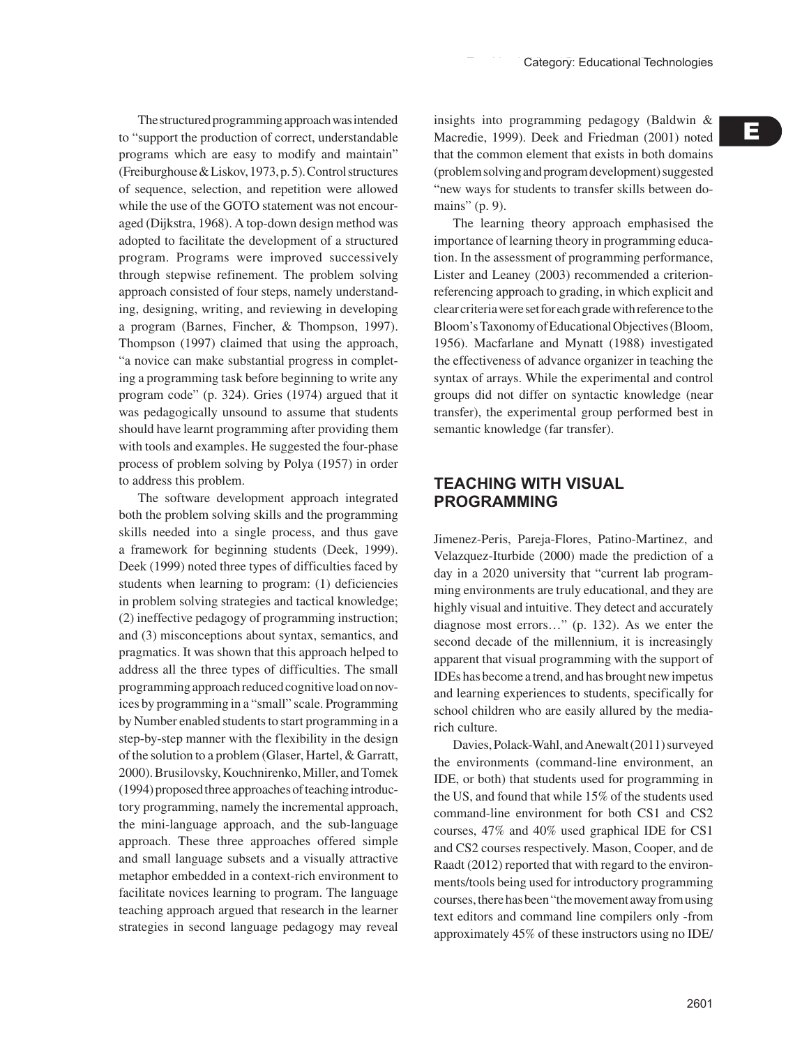The structured programming approach was intended to "support the production of correct, understandable programs which are easy to modify and maintain" (Freiburghouse & Liskov, 1973, p. 5). Control structures of sequence, selection, and repetition were allowed while the use of the GOTO statement was not encouraged (Dijkstra, 1968). A top-down design method was adopted to facilitate the development of a structured program. Programs were improved successively through stepwise refinement. The problem solving approach consisted of four steps, namely understanding, designing, writing, and reviewing in developing a program (Barnes, Fincher, & Thompson, 1997). Thompson (1997) claimed that using the approach, "a novice can make substantial progress in completing a programming task before beginning to write any program code" (p. 324). Gries (1974) argued that it was pedagogically unsound to assume that students should have learnt programming after providing them with tools and examples. He suggested the four-phase process of problem solving by Polya (1957) in order to address this problem.

The software development approach integrated both the problem solving skills and the programming skills needed into a single process, and thus gave a framework for beginning students (Deek, 1999). Deek (1999) noted three types of difficulties faced by students when learning to program: (1) deficiencies in problem solving strategies and tactical knowledge; (2) ineffective pedagogy of programming instruction; and (3) misconceptions about syntax, semantics, and pragmatics. It was shown that this approach helped to address all the three types of difficulties. The small programming approach reduced cognitive load on novices by programming in a "small" scale. Programming by Number enabled students to start programming in a step-by-step manner with the flexibility in the design of the solution to a problem (Glaser, Hartel, & Garratt, 2000). Brusilovsky, Kouchnirenko, Miller, and Tomek (1994) proposed three approaches of teaching introductory programming, namely the incremental approach, the mini-language approach, and the sub-language approach. These three approaches offered simple and small language subsets and a visually attractive metaphor embedded in a context-rich environment to facilitate novices learning to program. The language teaching approach argued that research in the learner strategies in second language pedagogy may reveal insights into programming pedagogy (Baldwin & Macredie, 1999). Deek and Friedman (2001) noted that the common element that exists in both domains (problem solving and program development) suggested "new ways for students to transfer skills between domains" (p. 9).

The learning theory approach emphasised the importance of learning theory in programming education. In the assessment of programming performance, Lister and Leaney (2003) recommended a criterion-referencing approach to grading, in which explicit and clear criteria were set for each grade with reference to the Bloom's Taxonomy of Educational Objectives (Bloom, 1956). Macfarlane and Mynatt (1988) investigated the effectiveness of advance organizer in teaching the syntax of arrays. While the experimental and control groups did not differ on syntactic knowledge (near transfer), the experimental group performed best in semantic knowledge (far transfer).

## TEACHING WITH VISUAL PROGRAMMING

Jimenez-Peris, Pareja-Flores, Patino-Martinez, and Velazquez-Iturbide (2000) made the prediction of a day in a 2020 university that "current lab programming environments are truly educational, and they are highly visual and intuitive. They detect and accurately diagnose most errors…" (p. 132). As we enter the second decade of the millennium, it is increasingly apparent that visual programming with the support of IDEs has become a trend, and has brought new impetus and learning experiences to students, specifically for school children who are easily allured by the media-rich culture.

Davies, Polack-Wahl, and Anewalt (2011) surveyed the environments (command-line environment, an IDE, or both) that students used for programming in the US, and found that while 15% of the students used command-line environment for both CS1 and CS2 courses, 47% and 40% used graphical IDE for CS1 and CS2 courses respectively. Mason, Cooper, and de Raadt (2012) reported that with regard to the environments/tools being used for introductory programming courses, there has been "the movement away from using text editors and command line compilers only -from approximately 45% of these instructors using no IDE/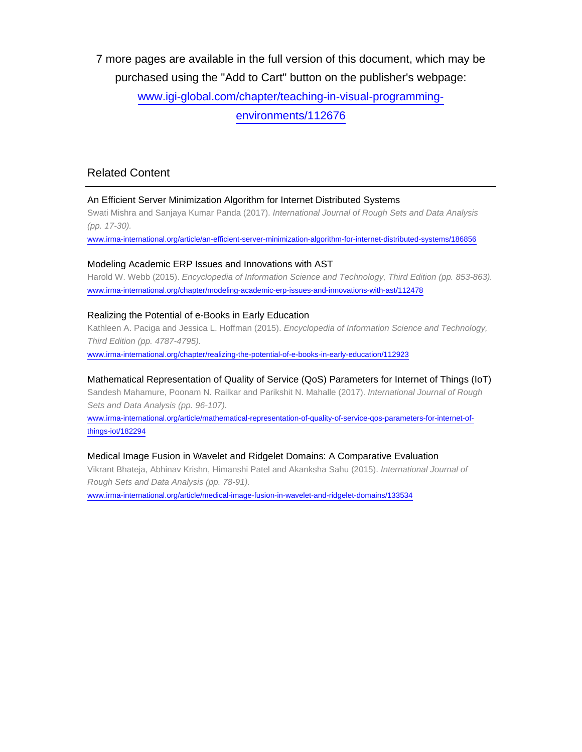7 more pages are available in the full version of this document, which may be purchased using the "Add to Cart" button on the publisher's webpage:
www.igi-global.com/chapter/teaching-in-visual-programming-environments/112676

## Related Content

An Efficient Server Minimization Algorithm for Internet Distributed Systems
Swati Mishra and Sanjaya Kumar Panda (2017). *International Journal of Rough Sets and Data Analysis (pp. 17-30).*
www.irma-international.org/article/an-efficient-server-minimization-algorithm-for-internet-distributed-systems/186856

Modeling Academic ERP Issues and Innovations with AST
Harold W. Webb (2015). *Encyclopedia of Information Science and Technology, Third Edition (pp. 853-863).*
www.irma-international.org/chapter/modeling-academic-erp-issues-and-innovations-with-ast/112478

Realizing the Potential of e-Books in Early Education
Kathleen A. Paciga and Jessica L. Hoffman (2015). *Encyclopedia of Information Science and Technology, Third Edition (pp. 4787-4795).*
www.irma-international.org/chapter/realizing-the-potential-of-e-books-in-early-education/112923

Mathematical Representation of Quality of Service (QoS) Parameters for Internet of Things (IoT)
Sandesh Mahamure, Poonam N. Railkar and Parikshit N. Mahalle (2017). *International Journal of Rough Sets and Data Analysis (pp. 96-107).*
www.irma-international.org/article/mathematical-representation-of-quality-of-service-qos-parameters-for-internet-of-things-iot/182294

Medical Image Fusion in Wavelet and Ridgelet Domains: A Comparative Evaluation
Vikrant Bhateja, Abhinav Krishn, Himanshi Patel and Akanksha Sahu (2015). *International Journal of Rough Sets and Data Analysis (pp. 78-91).*
www.irma-international.org/article/medical-image-fusion-in-wavelet-and-ridgelet-domains/133534